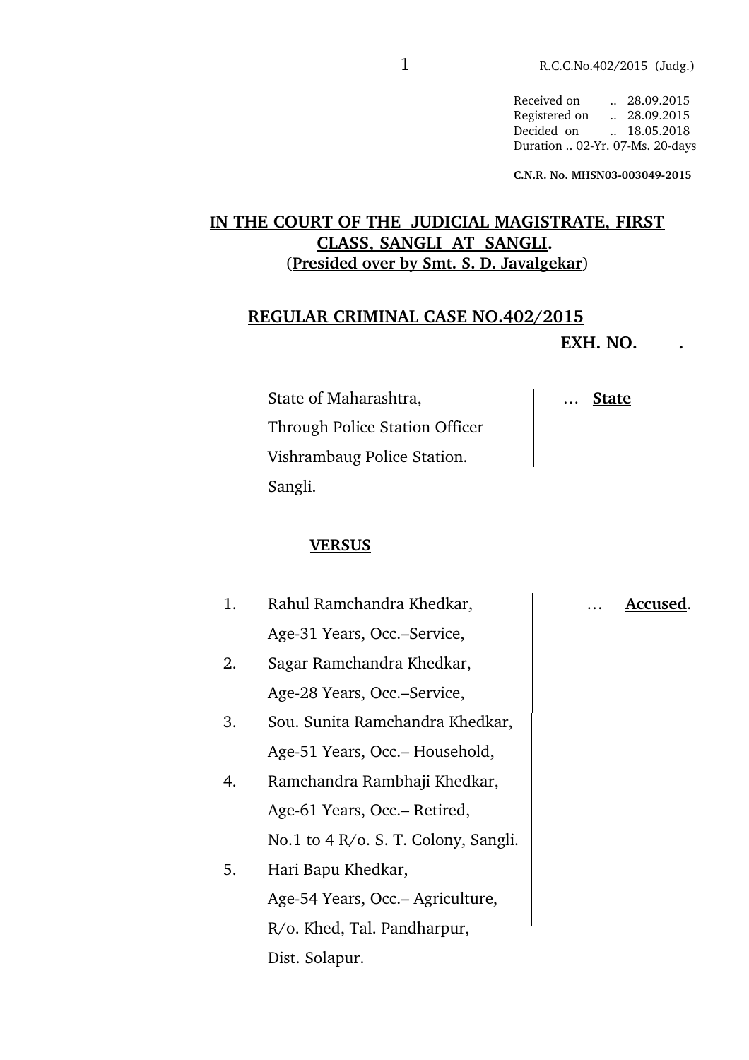Received on .. 28.09.2015
Registered on .. 28.09.2015
Decided on .. 18.05.2018
Duration .. 02-Yr. 07-Ms. 20-days

**C.N.R. No. MHSN03-003049-2015**

## IN THE COURT OF THE JUDICIAL MAGISTRATE, FIRST CLASS, SANGLI AT SANGLI.
### (Presided over by Smt. S. D. Javalgekar)

## REGULAR CRIMINAL CASE NO.402/2015

**EXH. NO. .**

State of Maharashtra,
Through Police Station Officer
Vishrambaug Police Station.
Sangli.
… **State**

**VERSUS**

1. Rahul Ramchandra Khedkar,
   Age-31 Years, Occ.–Service,
2. Sagar Ramchandra Khedkar,
   Age-28 Years, Occ.–Service,
3. Sou. Sunita Ramchandra Khedkar,
   Age-51 Years, Occ.– Household,
4. Ramchandra Rambhaji Khedkar,
   Age-61 Years, Occ.– Retired,
   No.1 to 4 R/o. S. T. Colony, Sangli.
5. Hari Bapu Khedkar,
   Age-54 Years, Occ.– Agriculture,
   R/o. Khed, Tal. Pandharpur,
   Dist. Solapur.

… **Accused**.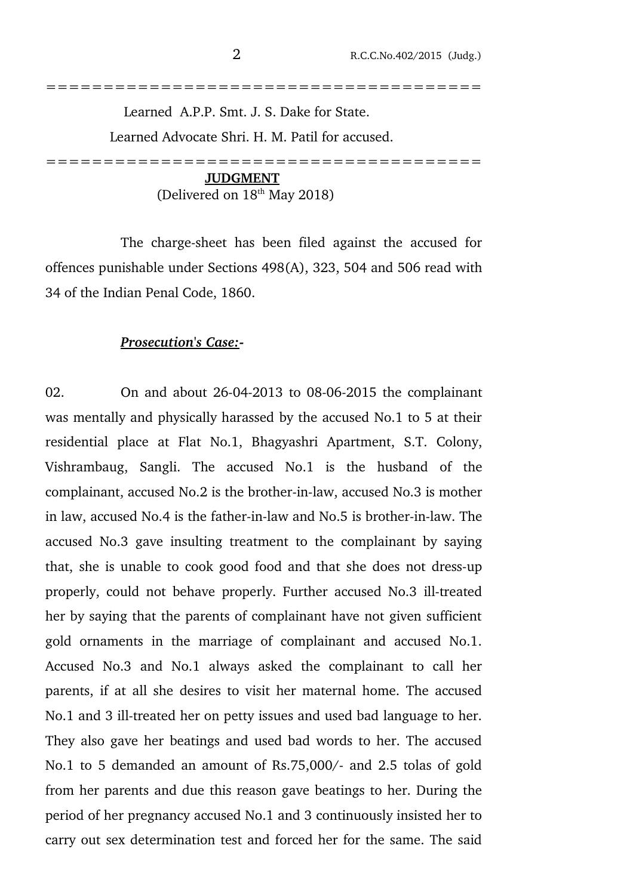Learned A.P.P. Smt. J. S. Dake for State.

Learned Advocate Shri. H. M. Patil for accused.

---

**JUDGMENT**

(Delivered on 18th May 2018)

The charge-sheet has been filed against the accused for offences punishable under Sections 498(A), 323, 504 and 506 read with 34 of the Indian Penal Code, 1860.

***Prosecution's Case:-***

02. On and about 26-04-2013 to 08-06-2015 the complainant was mentally and physically harassed by the accused No.1 to 5 at their residential place at Flat No.1, Bhagyashri Apartment, S.T. Colony, Vishrambaug, Sangli. The accused No.1 is the husband of the complainant, accused No.2 is the brother-in-law, accused No.3 is mother in law, accused No.4 is the father-in-law and No.5 is brother-in-law. The accused No.3 gave insulting treatment to the complainant by saying that, she is unable to cook good food and that she does not dress-up properly, could not behave properly. Further accused No.3 ill-treated her by saying that the parents of complainant have not given sufficient gold ornaments in the marriage of complainant and accused No.1. Accused No.3 and No.1 always asked the complainant to call her parents, if at all she desires to visit her maternal home. The accused No.1 and 3 ill-treated her on petty issues and used bad language to her. They also gave her beatings and used bad words to her. The accused No.1 to 5 demanded an amount of Rs.75,000/- and 2.5 tolas of gold from her parents and due this reason gave beatings to her. During the period of her pregnancy accused No.1 and 3 continuously insisted her to carry out sex determination test and forced her for the same. The said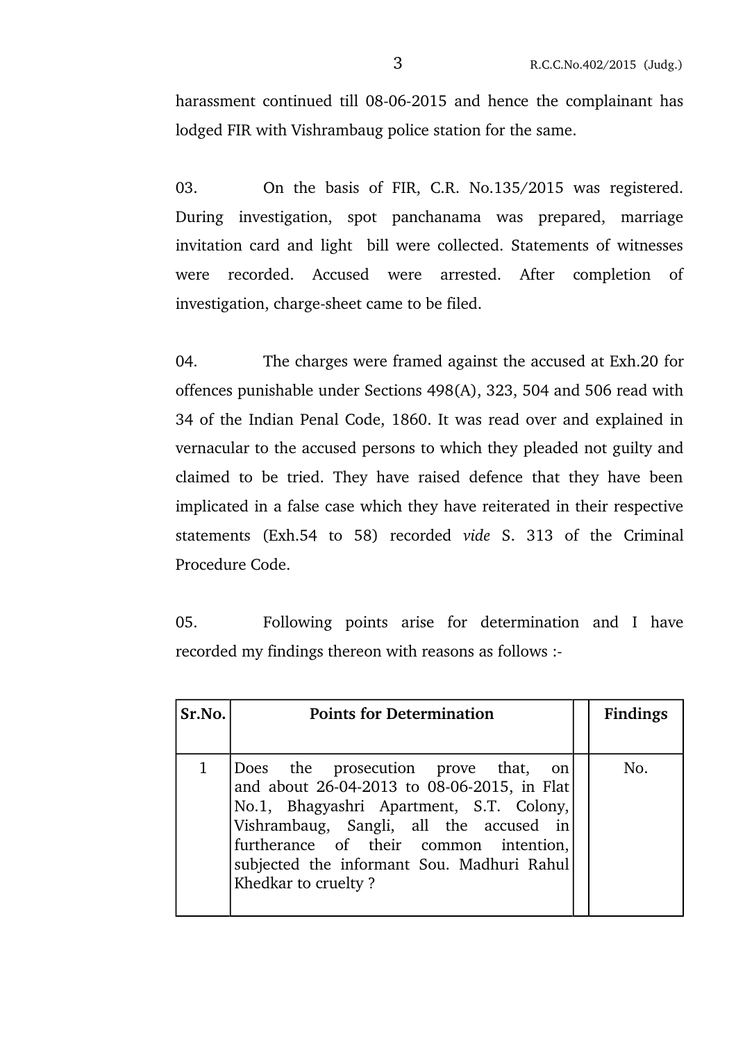harassment continued till 08-06-2015 and hence the complainant has lodged FIR with Vishrambaug police station for the same.

03. On the basis of FIR, C.R. No.135/2015 was registered. During investigation, spot panchanama was prepared, marriage invitation card and light bill were collected. Statements of witnesses were recorded. Accused were arrested. After completion of investigation, charge-sheet came to be filed.

04. The charges were framed against the accused at Exh.20 for offences punishable under Sections 498(A), 323, 504 and 506 read with 34 of the Indian Penal Code, 1860. It was read over and explained in vernacular to the accused persons to which they pleaded not guilty and claimed to be tried. They have raised defence that they have been implicated in a false case which they have reiterated in their respective statements (Exh.54 to 58) recorded *vide* S. 313 of the Criminal Procedure Code.

05. Following points arise for determination and I have recorded my findings thereon with reasons as follows :-

| Sr.No. | Points for Determination | | Findings |
|---|---|---|---|
| 1 | Does the prosecution prove that, on and about 26-04-2013 to 08-06-2015, in Flat No.1, Bhagyashri Apartment, S.T. Colony, Vishrambaug, Sangli, all the accused in furtherance of their common intention, subjected the informant Sou. Madhuri Rahul Khedkar to cruelty ? | | No. |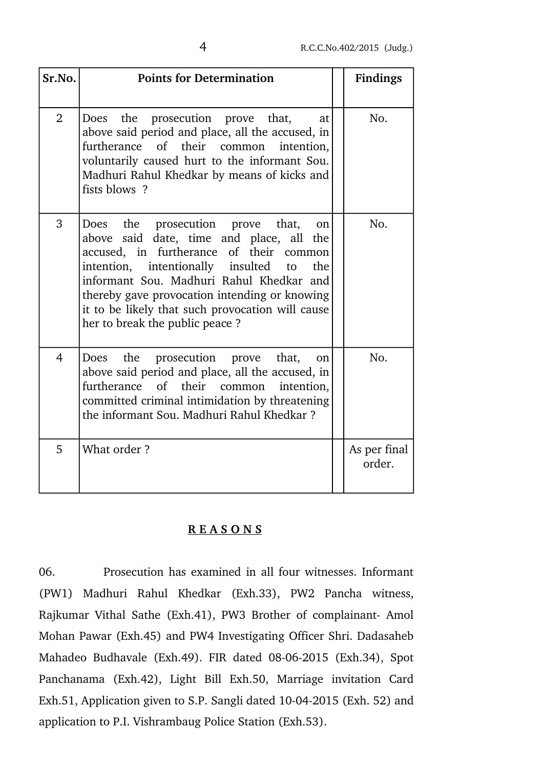| Sr.No. | Points for Determination | | Findings |
|---|---|---|---|
| 2 | Does the prosecution prove that, at above said period and place, all the accused, in furtherance of their common intention, voluntarily caused hurt to the informant Sou. Madhuri Rahul Khedkar by means of kicks and fists blows ? | | No. |
| 3 | Does the prosecution prove that, on above said date, time and place, all the accused, in furtherance of their common intention, intentionally insulted to the informant Sou. Madhuri Rahul Khedkar and thereby gave provocation intending or knowing it to be likely that such provocation will cause her to break the public peace ? | | No. |
| 4 | Does the prosecution prove that, on above said period and place, all the accused, in furtherance of their common intention, committed criminal intimidation by threatening the informant Sou. Madhuri Rahul Khedkar ? | | No. |
| 5 | What order ? | | As per final order. |

## **REASONS**

06. Prosecution has examined in all four witnesses. Informant (PW1) Madhuri Rahul Khedkar (Exh.33), PW2 Pancha witness, Rajkumar Vithal Sathe (Exh.41), PW3 Brother of complainant- Amol Mohan Pawar (Exh.45) and PW4 Investigating Officer Shri. Dadasaheb Mahadeo Budhavale (Exh.49). FIR dated 08-06-2015 (Exh.34), Spot Panchanama (Exh.42), Light Bill Exh.50, Marriage invitation Card Exh.51, Application given to S.P. Sangli dated 10-04-2015 (Exh. 52) and application to P.I. Vishrambaug Police Station (Exh.53).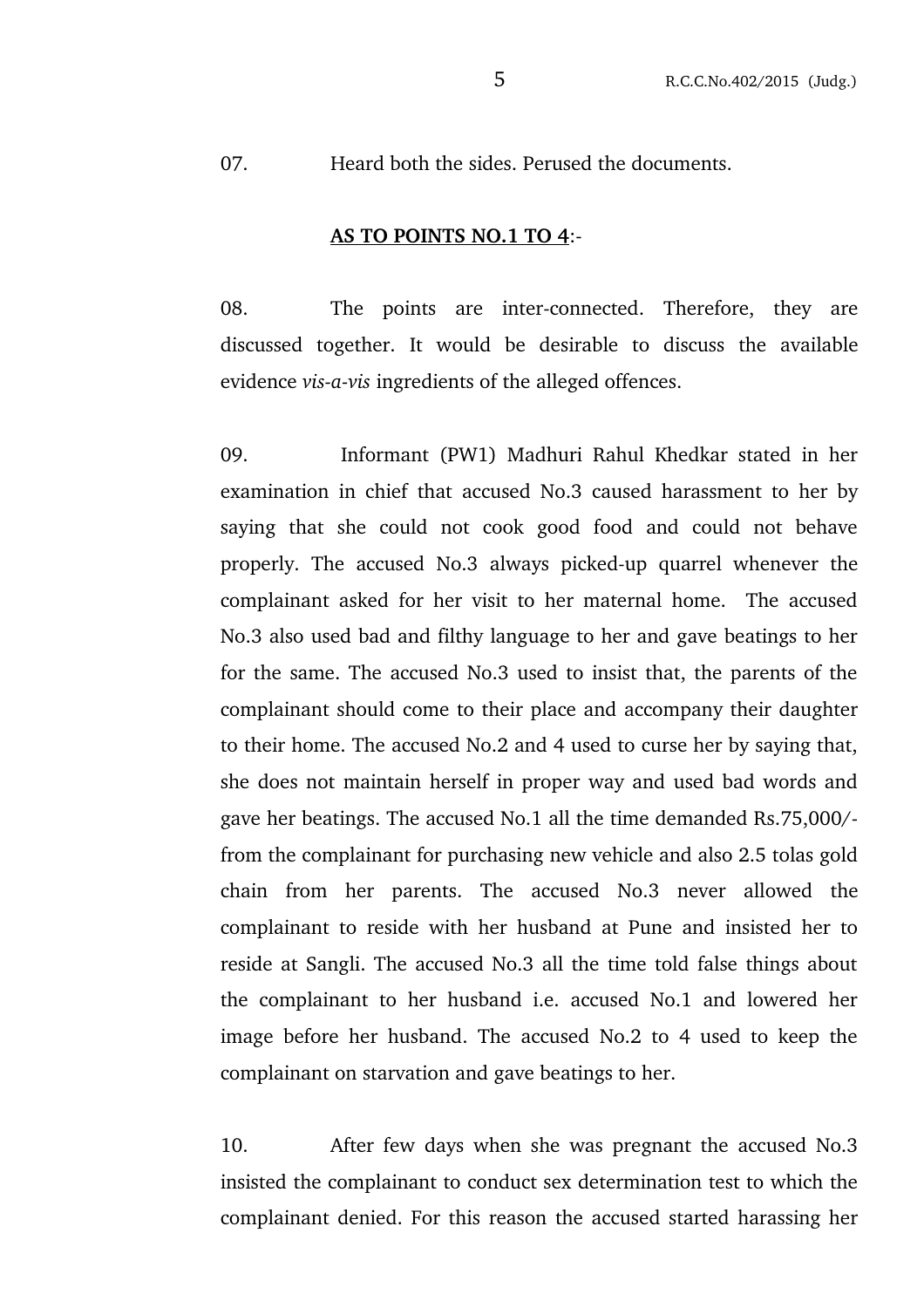07. Heard both the sides. Perused the documents.

**AS TO POINTS NO.1 TO 4**:-

08. The points are inter-connected. Therefore, they are discussed together. It would be desirable to discuss the available evidence *vis-a-vis* ingredients of the alleged offences.

09. Informant (PW1) Madhuri Rahul Khedkar stated in her examination in chief that accused No.3 caused harassment to her by saying that she could not cook good food and could not behave properly. The accused No.3 always picked-up quarrel whenever the complainant asked for her visit to her maternal home. The accused No.3 also used bad and filthy language to her and gave beatings to her for the same. The accused No.3 used to insist that, the parents of the complainant should come to their place and accompany their daughter to their home. The accused No.2 and 4 used to curse her by saying that, she does not maintain herself in proper way and used bad words and gave her beatings. The accused No.1 all the time demanded Rs.75,000/- from the complainant for purchasing new vehicle and also 2.5 tolas gold chain from her parents. The accused No.3 never allowed the complainant to reside with her husband at Pune and insisted her to reside at Sangli. The accused No.3 all the time told false things about the complainant to her husband i.e. accused No.1 and lowered her image before her husband. The accused No.2 to 4 used to keep the complainant on starvation and gave beatings to her.

10. After few days when she was pregnant the accused No.3 insisted the complainant to conduct sex determination test to which the complainant denied. For this reason the accused started harassing her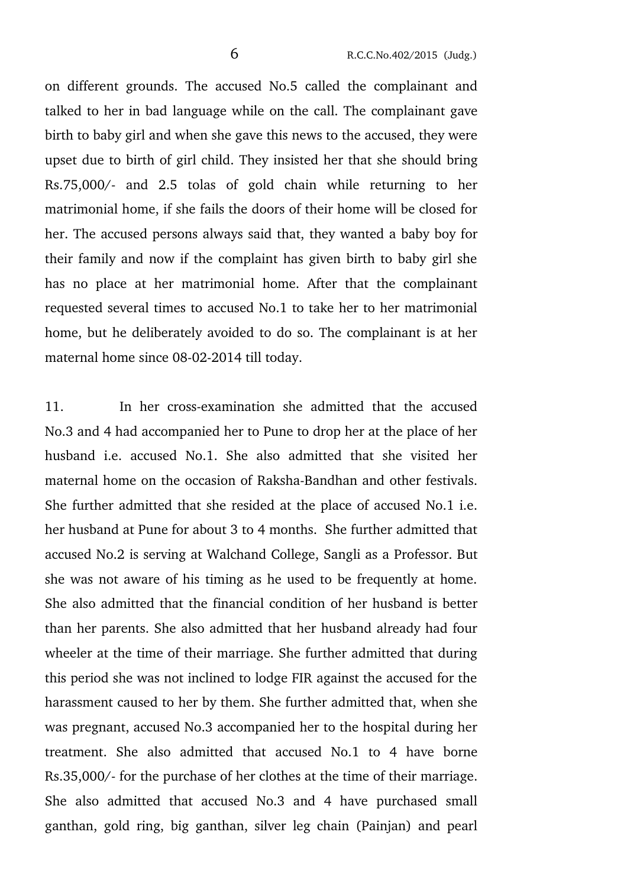on different grounds. The accused No.5 called the complainant and talked to her in bad language while on the call. The complainant gave birth to baby girl and when she gave this news to the accused, they were upset due to birth of girl child. They insisted her that she should bring Rs.75,000/- and 2.5 tolas of gold chain while returning to her matrimonial home, if she fails the doors of their home will be closed for her. The accused persons always said that, they wanted a baby boy for their family and now if the complaint has given birth to baby girl she has no place at her matrimonial home. After that the complainant requested several times to accused No.1 to take her to her matrimonial home, but he deliberately avoided to do so. The complainant is at her maternal home since 08-02-2014 till today.

11. In her cross-examination she admitted that the accused No.3 and 4 had accompanied her to Pune to drop her at the place of her husband i.e. accused No.1. She also admitted that she visited her maternal home on the occasion of Raksha-Bandhan and other festivals. She further admitted that she resided at the place of accused No.1 i.e. her husband at Pune for about 3 to 4 months. She further admitted that accused No.2 is serving at Walchand College, Sangli as a Professor. But she was not aware of his timing as he used to be frequently at home. She also admitted that the financial condition of her husband is better than her parents. She also admitted that her husband already had four wheeler at the time of their marriage. She further admitted that during this period she was not inclined to lodge FIR against the accused for the harassment caused to her by them. She further admitted that, when she was pregnant, accused No.3 accompanied her to the hospital during her treatment. She also admitted that accused No.1 to 4 have borne Rs.35,000/- for the purchase of her clothes at the time of their marriage. She also admitted that accused No.3 and 4 have purchased small ganthan, gold ring, big ganthan, silver leg chain (Painjan) and pearl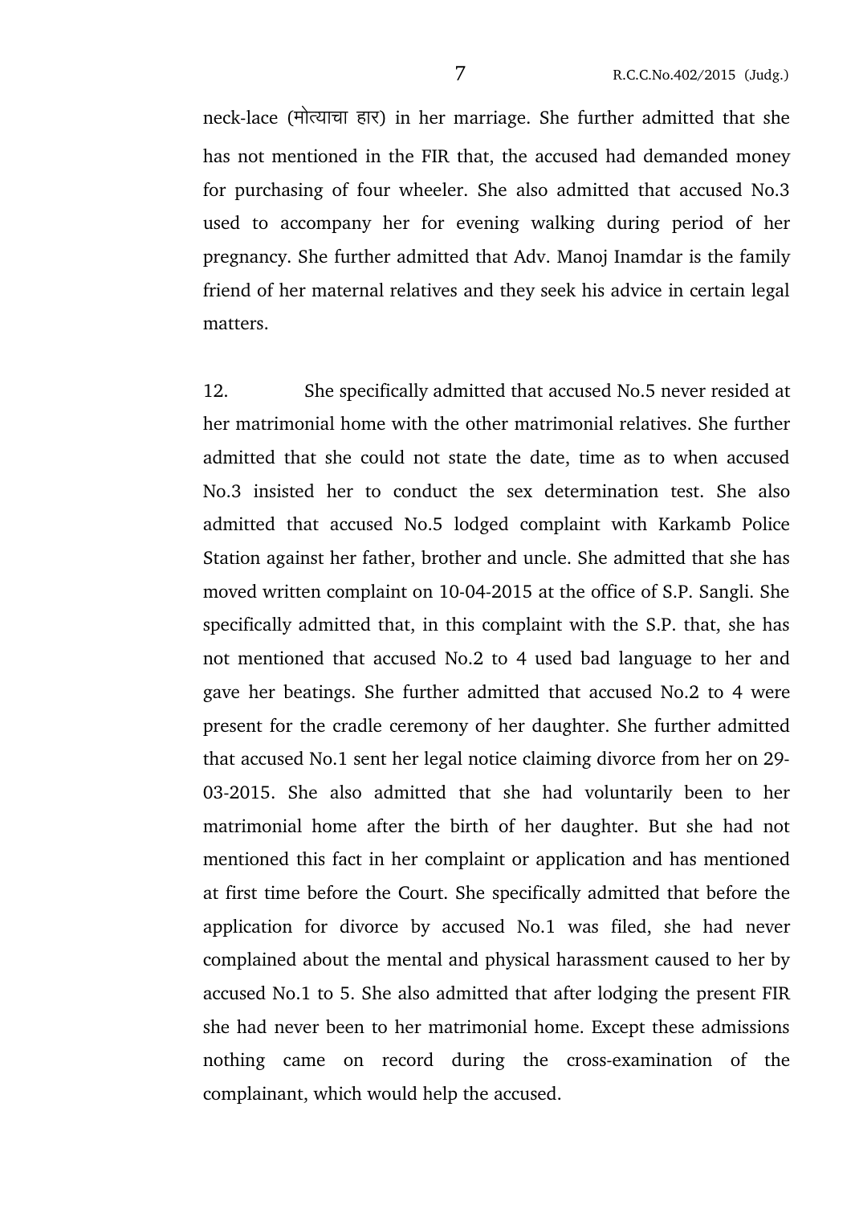neck-lace (मोत्याचा हार) in her marriage. She further admitted that she has not mentioned in the FIR that, the accused had demanded money for purchasing of four wheeler. She also admitted that accused No.3 used to accompany her for evening walking during period of her pregnancy. She further admitted that Adv. Manoj Inamdar is the family friend of her maternal relatives and they seek his advice in certain legal matters.

12. She specifically admitted that accused No.5 never resided at her matrimonial home with the other matrimonial relatives. She further admitted that she could not state the date, time as to when accused No.3 insisted her to conduct the sex determination test. She also admitted that accused No.5 lodged complaint with Karkamb Police Station against her father, brother and uncle. She admitted that she has moved written complaint on 10-04-2015 at the office of S.P. Sangli. She specifically admitted that, in this complaint with the S.P. that, she has not mentioned that accused No.2 to 4 used bad language to her and gave her beatings. She further admitted that accused No.2 to 4 were present for the cradle ceremony of her daughter. She further admitted that accused No.1 sent her legal notice claiming divorce from her on 29-03-2015. She also admitted that she had voluntarily been to her matrimonial home after the birth of her daughter. But she had not mentioned this fact in her complaint or application and has mentioned at first time before the Court. She specifically admitted that before the application for divorce by accused No.1 was filed, she had never complained about the mental and physical harassment caused to her by accused No.1 to 5. She also admitted that after lodging the present FIR she had never been to her matrimonial home. Except these admissions nothing came on record during the cross-examination of the complainant, which would help the accused.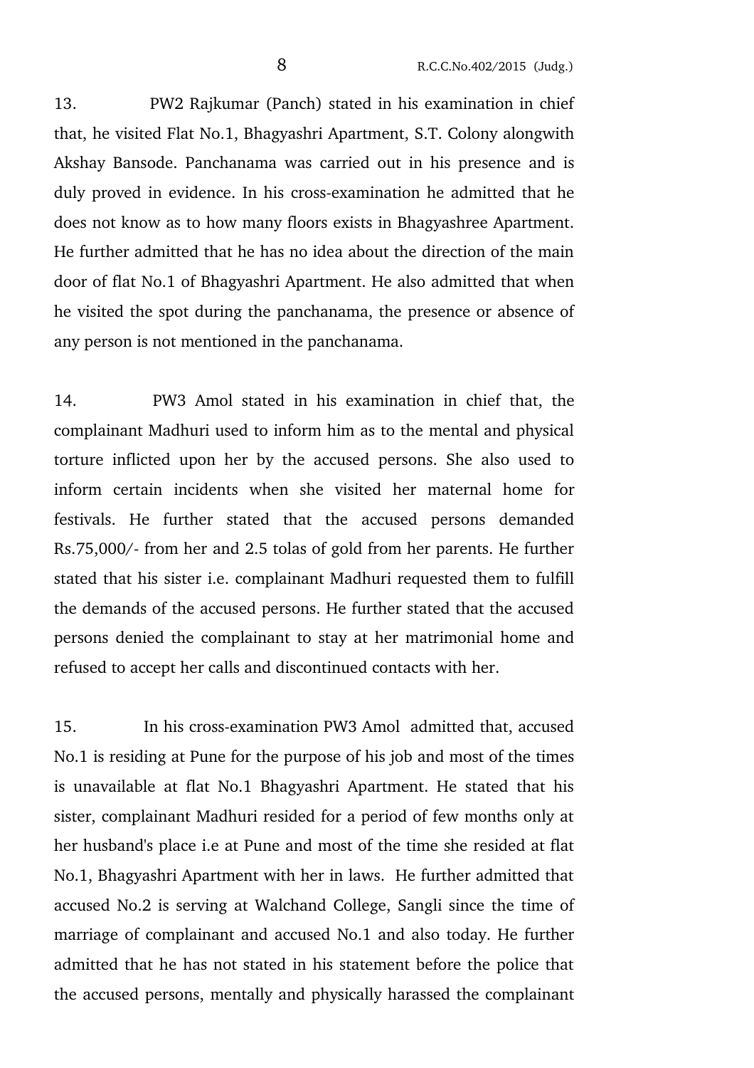13. PW2 Rajkumar (Panch) stated in his examination in chief that, he visited Flat No.1, Bhagyashri Apartment, S.T. Colony alongwith Akshay Bansode. Panchanama was carried out in his presence and is duly proved in evidence. In his cross-examination he admitted that he does not know as to how many floors exists in Bhagyashree Apartment. He further admitted that he has no idea about the direction of the main door of flat No.1 of Bhagyashri Apartment. He also admitted that when he visited the spot during the panchanama, the presence or absence of any person is not mentioned in the panchanama.

14. PW3 Amol stated in his examination in chief that, the complainant Madhuri used to inform him as to the mental and physical torture inflicted upon her by the accused persons. She also used to inform certain incidents when she visited her maternal home for festivals. He further stated that the accused persons demanded Rs.75,000/- from her and 2.5 tolas of gold from her parents. He further stated that his sister i.e. complainant Madhuri requested them to fulfill the demands of the accused persons. He further stated that the accused persons denied the complainant to stay at her matrimonial home and refused to accept her calls and discontinued contacts with her.

15. In his cross-examination PW3 Amol admitted that, accused No.1 is residing at Pune for the purpose of his job and most of the times is unavailable at flat No.1 Bhagyashri Apartment. He stated that his sister, complainant Madhuri resided for a period of few months only at her husband's place i.e at Pune and most of the time she resided at flat No.1, Bhagyashri Apartment with her in laws. He further admitted that accused No.2 is serving at Walchand College, Sangli since the time of marriage of complainant and accused No.1 and also today. He further admitted that he has not stated in his statement before the police that the accused persons, mentally and physically harassed the complainant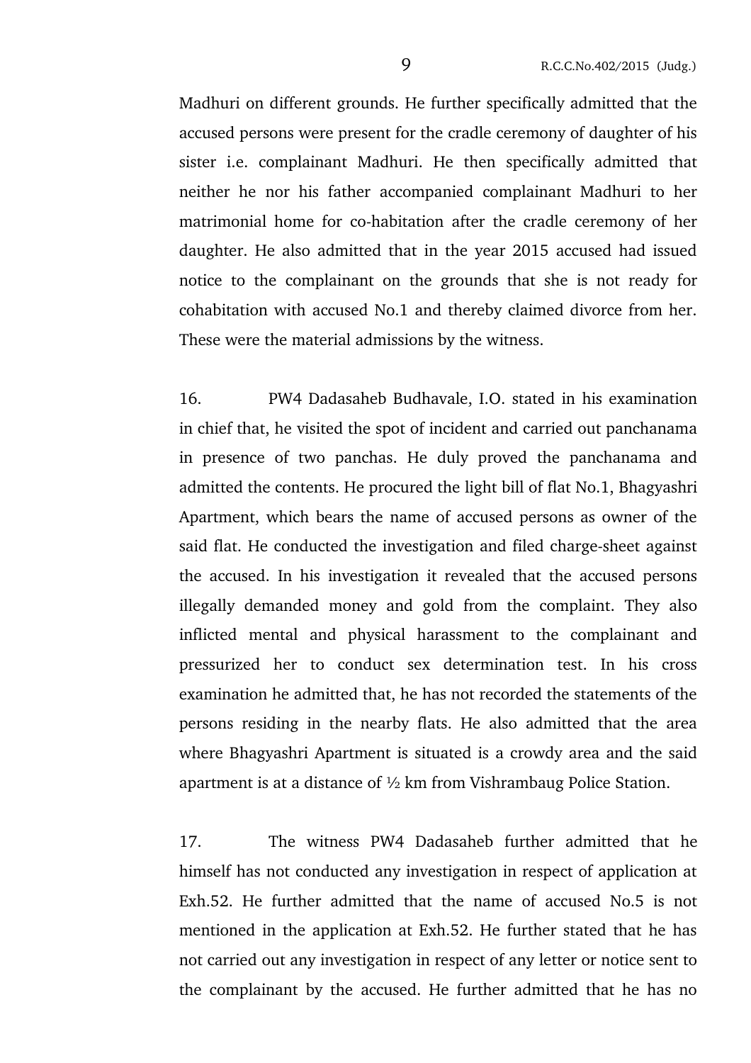Madhuri on different grounds. He further specifically admitted that the accused persons were present for the cradle ceremony of daughter of his sister i.e. complainant Madhuri. He then specifically admitted that neither he nor his father accompanied complainant Madhuri to her matrimonial home for co-habitation after the cradle ceremony of her daughter. He also admitted that in the year 2015 accused had issued notice to the complainant on the grounds that she is not ready for cohabitation with accused No.1 and thereby claimed divorce from her. These were the material admissions by the witness.

16. PW4 Dadasaheb Budhavale, I.O. stated in his examination in chief that, he visited the spot of incident and carried out panchanama in presence of two panchas. He duly proved the panchanama and admitted the contents. He procured the light bill of flat No.1, Bhagyashri Apartment, which bears the name of accused persons as owner of the said flat. He conducted the investigation and filed charge-sheet against the accused. In his investigation it revealed that the accused persons illegally demanded money and gold from the complaint. They also inflicted mental and physical harassment to the complainant and pressurized her to conduct sex determination test. In his cross examination he admitted that, he has not recorded the statements of the persons residing in the nearby flats. He also admitted that the area where Bhagyashri Apartment is situated is a crowdy area and the said apartment is at a distance of ½ km from Vishrambaug Police Station.

17. The witness PW4 Dadasaheb further admitted that he himself has not conducted any investigation in respect of application at Exh.52. He further admitted that the name of accused No.5 is not mentioned in the application at Exh.52. He further stated that he has not carried out any investigation in respect of any letter or notice sent to the complainant by the accused. He further admitted that he has no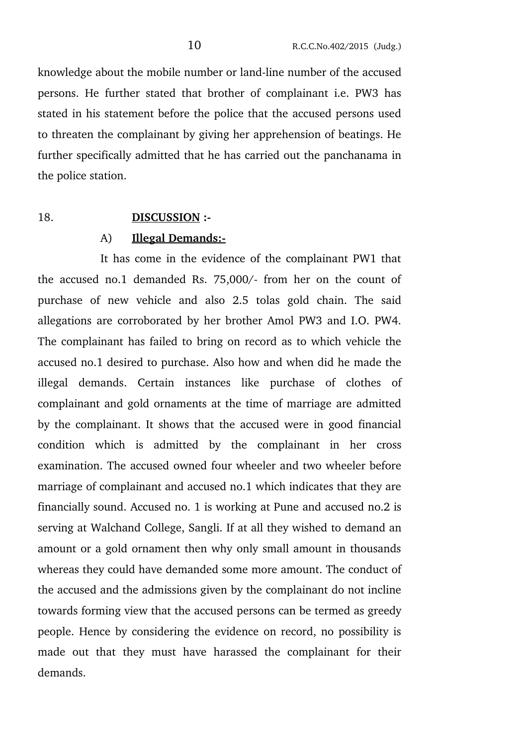knowledge about the mobile number or land-line number of the accused persons. He further stated that brother of complainant i.e. PW3 has stated in his statement before the police that the accused persons used to threaten the complainant by giving her apprehension of beatings. He further specifically admitted that he has carried out the panchanama in the police station.

18. **DISCUSSION :-**

A) **Illegal Demands:-**

It has come in the evidence of the complainant PW1 that the accused no.1 demanded Rs. 75,000/- from her on the count of purchase of new vehicle and also 2.5 tolas gold chain. The said allegations are corroborated by her brother Amol PW3 and I.O. PW4. The complainant has failed to bring on record as to which vehicle the accused no.1 desired to purchase. Also how and when did he made the illegal demands. Certain instances like purchase of clothes of complainant and gold ornaments at the time of marriage are admitted by the complainant. It shows that the accused were in good financial condition which is admitted by the complainant in her cross examination. The accused owned four wheeler and two wheeler before marriage of complainant and accused no.1 which indicates that they are financially sound. Accused no. 1 is working at Pune and accused no.2 is serving at Walchand College, Sangli. If at all they wished to demand an amount or a gold ornament then why only small amount in thousands whereas they could have demanded some more amount. The conduct of the accused and the admissions given by the complainant do not incline towards forming view that the accused persons can be termed as greedy people. Hence by considering the evidence on record, no possibility is made out that they must have harassed the complainant for their demands.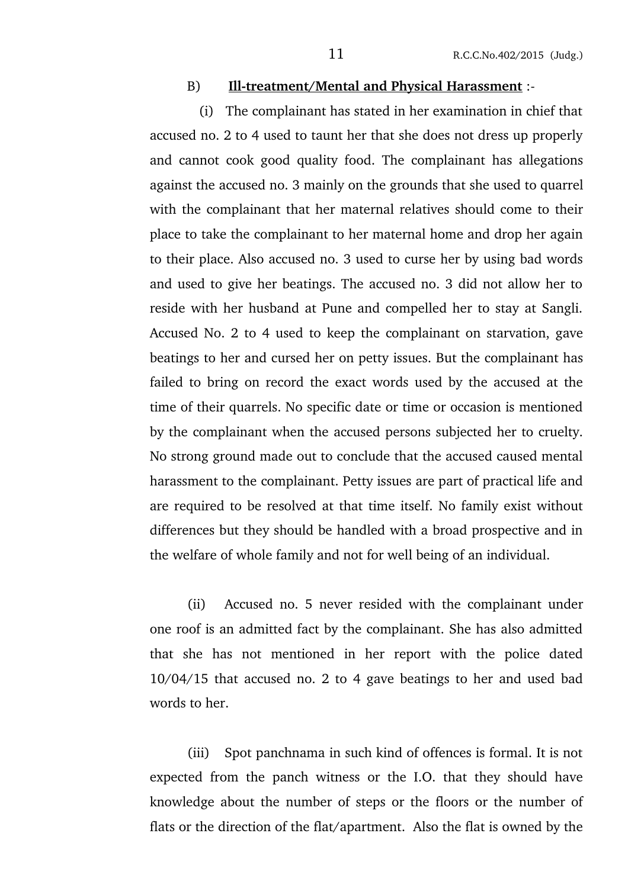B) **Ill-treatment/Mental and Physical Harassment** :-

(i) The complainant has stated in her examination in chief that accused no. 2 to 4 used to taunt her that she does not dress up properly and cannot cook good quality food. The complainant has allegations against the accused no. 3 mainly on the grounds that she used to quarrel with the complainant that her maternal relatives should come to their place to take the complainant to her maternal home and drop her again to their place. Also accused no. 3 used to curse her by using bad words and used to give her beatings. The accused no. 3 did not allow her to reside with her husband at Pune and compelled her to stay at Sangli. Accused No. 2 to 4 used to keep the complainant on starvation, gave beatings to her and cursed her on petty issues. But the complainant has failed to bring on record the exact words used by the accused at the time of their quarrels. No specific date or time or occasion is mentioned by the complainant when the accused persons subjected her to cruelty. No strong ground made out to conclude that the accused caused mental harassment to the complainant. Petty issues are part of practical life and are required to be resolved at that time itself. No family exist without differences but they should be handled with a broad prospective and in the welfare of whole family and not for well being of an individual.

(ii) Accused no. 5 never resided with the complainant under one roof is an admitted fact by the complainant. She has also admitted that she has not mentioned in her report with the police dated 10/04/15 that accused no. 2 to 4 gave beatings to her and used bad words to her.

(iii) Spot panchnama in such kind of offences is formal. It is not expected from the panch witness or the I.O. that they should have knowledge about the number of steps or the floors or the number of flats or the direction of the flat/apartment. Also the flat is owned by the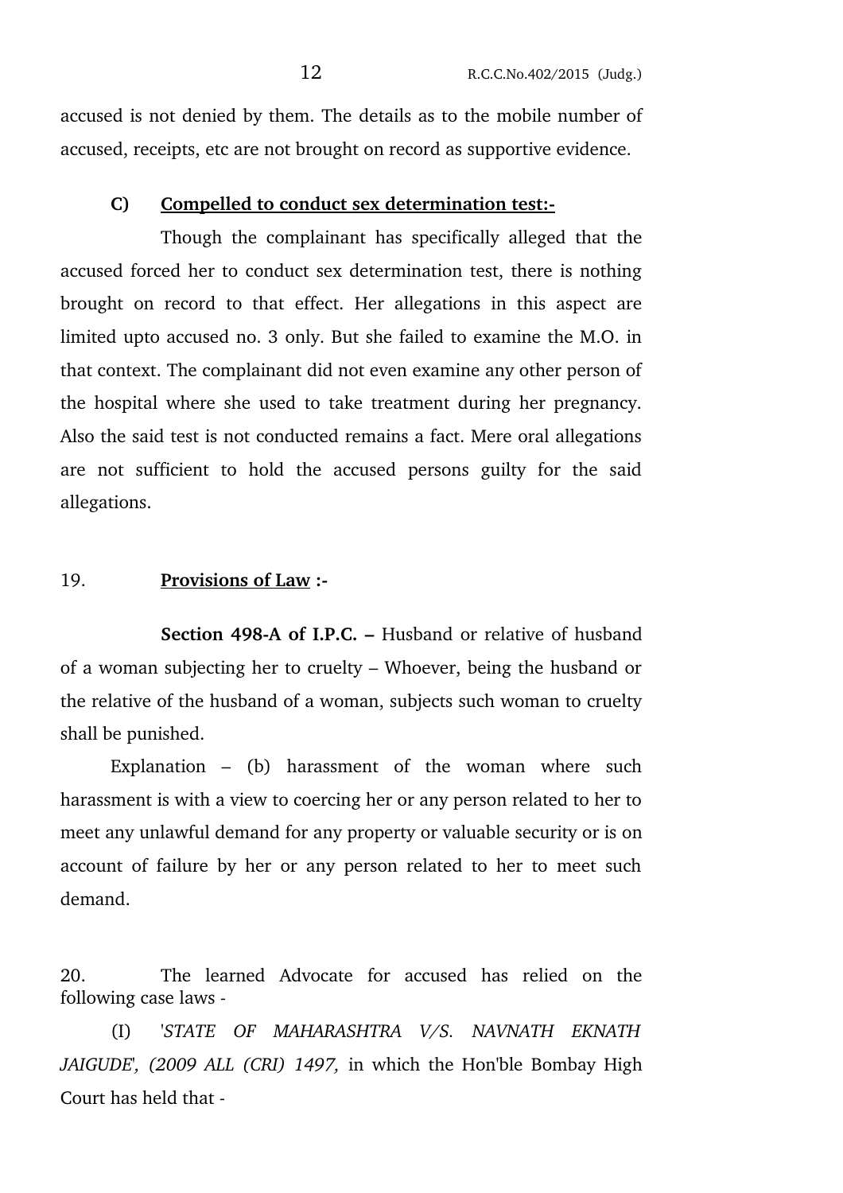accused is not denied by them. The details as to the mobile number of accused, receipts, etc are not brought on record as supportive evidence.

**C) <u>Compelled to conduct sex determination test:-</u>**

Though the complainant has specifically alleged that the accused forced her to conduct sex determination test, there is nothing brought on record to that effect. Her allegations in this aspect are limited upto accused no. 3 only. But she failed to examine the M.O. in that context. The complainant did not even examine any other person of the hospital where she used to take treatment during her pregnancy. Also the said test is not conducted remains a fact. Mere oral allegations are not sufficient to hold the accused persons guilty for the said allegations.

19. **<u>Provisions of Law</u> :-**

**Section 498-A of I.P.C. –** Husband or relative of husband of a woman subjecting her to cruelty – Whoever, being the husband or the relative of the husband of a woman, subjects such woman to cruelty shall be punished.

Explanation – (b) harassment of the woman where such harassment is with a view to coercing her or any person related to her to meet any unlawful demand for any property or valuable security or is on account of failure by her or any person related to her to meet such demand.

20. The learned Advocate for accused has relied on the following case laws -

(I) '*STATE OF MAHARASHTRA V/S. NAVNATH EKNATH JAIGUDE', (2009 ALL (CRI) 1497,* in which the Hon'ble Bombay High Court has held that -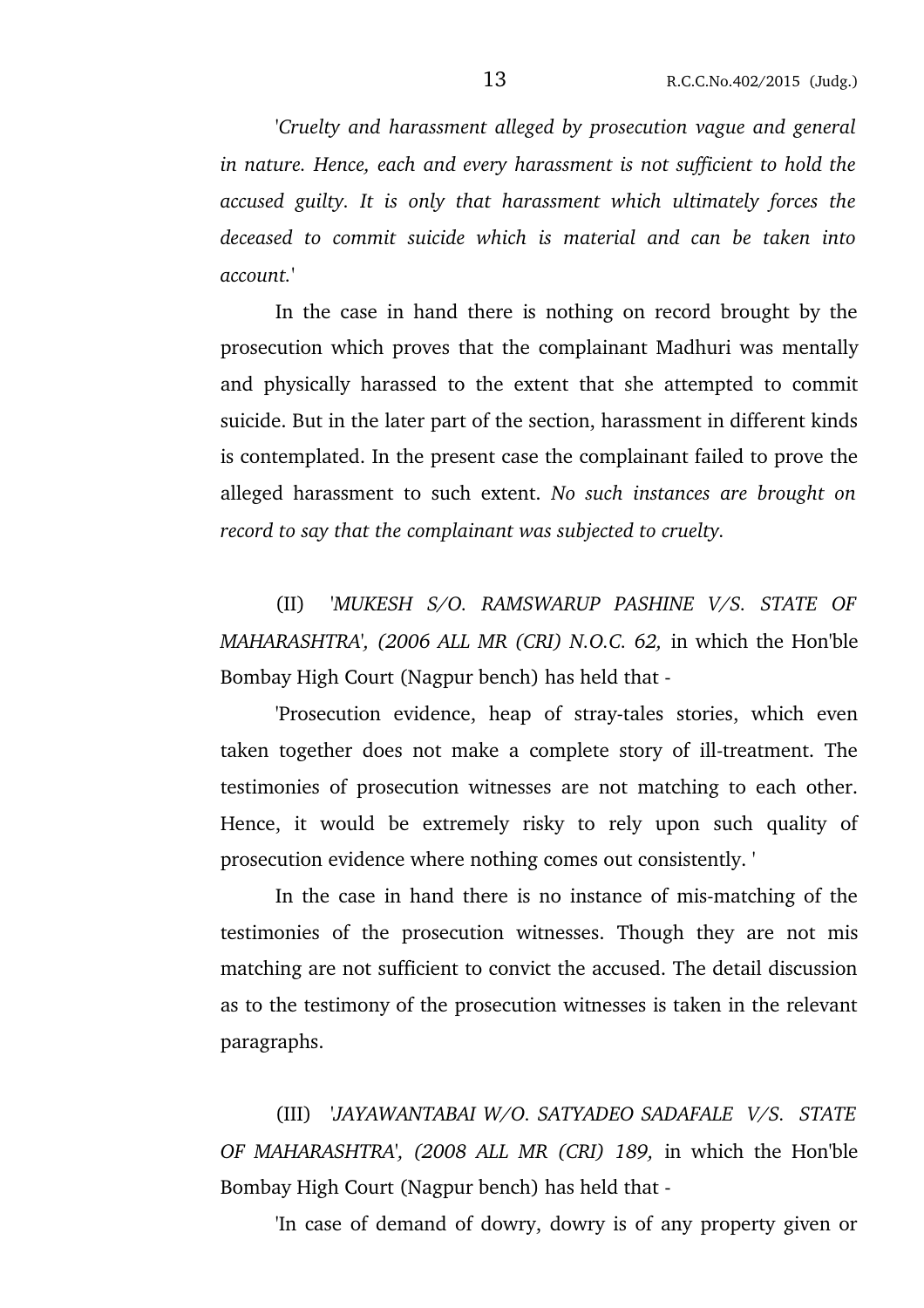'*Cruelty and harassment alleged by prosecution vague and general in nature. Hence, each and every harassment is not sufficient to hold the accused guilty. It is only that harassment which ultimately forces the deceased to commit suicide which is material and can be taken into account.*'

In the case in hand there is nothing on record brought by the prosecution which proves that the complainant Madhuri was mentally and physically harassed to the extent that she attempted to commit suicide. But in the later part of the section, harassment in different kinds is contemplated. In the present case the complainant failed to prove the alleged harassment to such extent. *No such instances are brought on record to say that the complainant was subjected to cruelty.*

(II) '*MUKESH S/O. RAMSWARUP PASHINE V/S. STATE OF MAHARASHTRA', (2006 ALL MR (CRI) N.O.C. 62,* in which the Hon'ble Bombay High Court (Nagpur bench) has held that -

'Prosecution evidence, heap of stray-tales stories, which even taken together does not make a complete story of ill-treatment. The testimonies of prosecution witnesses are not matching to each other. Hence, it would be extremely risky to rely upon such quality of prosecution evidence where nothing comes out consistently. '

In the case in hand there is no instance of mis-matching of the testimonies of the prosecution witnesses. Though they are not mis matching are not sufficient to convict the accused. The detail discussion as to the testimony of the prosecution witnesses is taken in the relevant paragraphs.

(III) '*JAYAWANTABAI W/O. SATYADEO SADAFALE V/S. STATE OF MAHARASHTRA', (2008 ALL MR (CRI) 189,* in which the Hon'ble Bombay High Court (Nagpur bench) has held that -

'In case of demand of dowry, dowry is of any property given or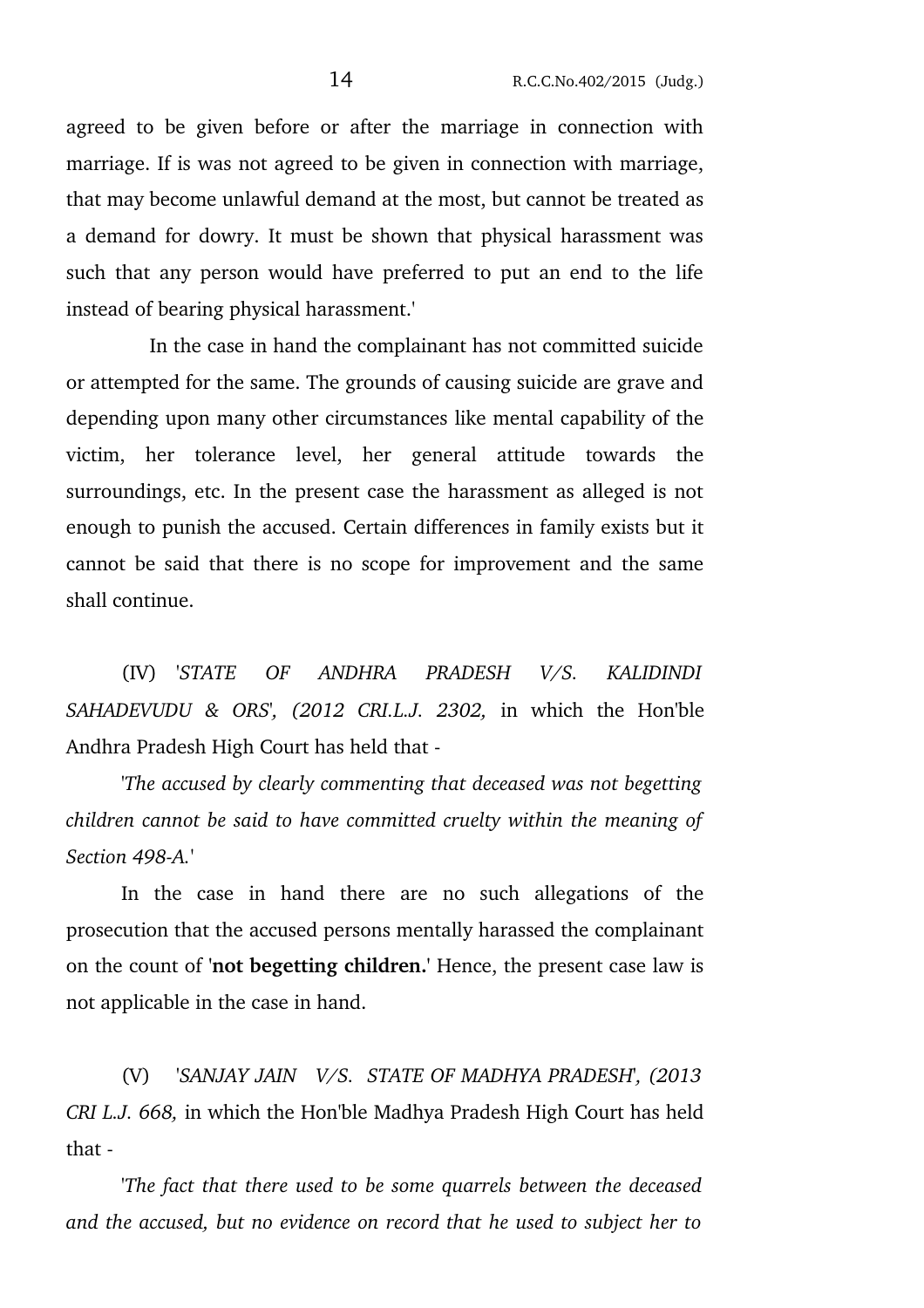agreed to be given before or after the marriage in connection with marriage. If is was not agreed to be given in connection with marriage, that may become unlawful demand at the most, but cannot be treated as a demand for dowry. It must be shown that physical harassment was such that any person would have preferred to put an end to the life instead of bearing physical harassment.'

In the case in hand the complainant has not committed suicide or attempted for the same. The grounds of causing suicide are grave and depending upon many other circumstances like mental capability of the victim, her tolerance level, her general attitude towards the surroundings, etc. In the present case the harassment as alleged is not enough to punish the accused. Certain differences in family exists but it cannot be said that there is no scope for improvement and the same shall continue.

(IV) '*STATE OF ANDHRA PRADESH V/S. KALIDINDI SAHADEVUDU & ORS*', *(2012 CRI.L.J. 2302,* in which the Hon'ble Andhra Pradesh High Court has held that -

'*The accused by clearly commenting that deceased was not begetting children cannot be said to have committed cruelty within the meaning of Section 498-A.*'

In the case in hand there are no such allegations of the prosecution that the accused persons mentally harassed the complainant on the count of '**not begetting children.**' Hence, the present case law is not applicable in the case in hand.

(V) '*SANJAY JAIN V/S. STATE OF MADHYA PRADESH*', *(2013 CRI L.J. 668,* in which the Hon'ble Madhya Pradesh High Court has held that -

'*The fact that there used to be some quarrels between the deceased and the accused, but no evidence on record that he used to subject her to*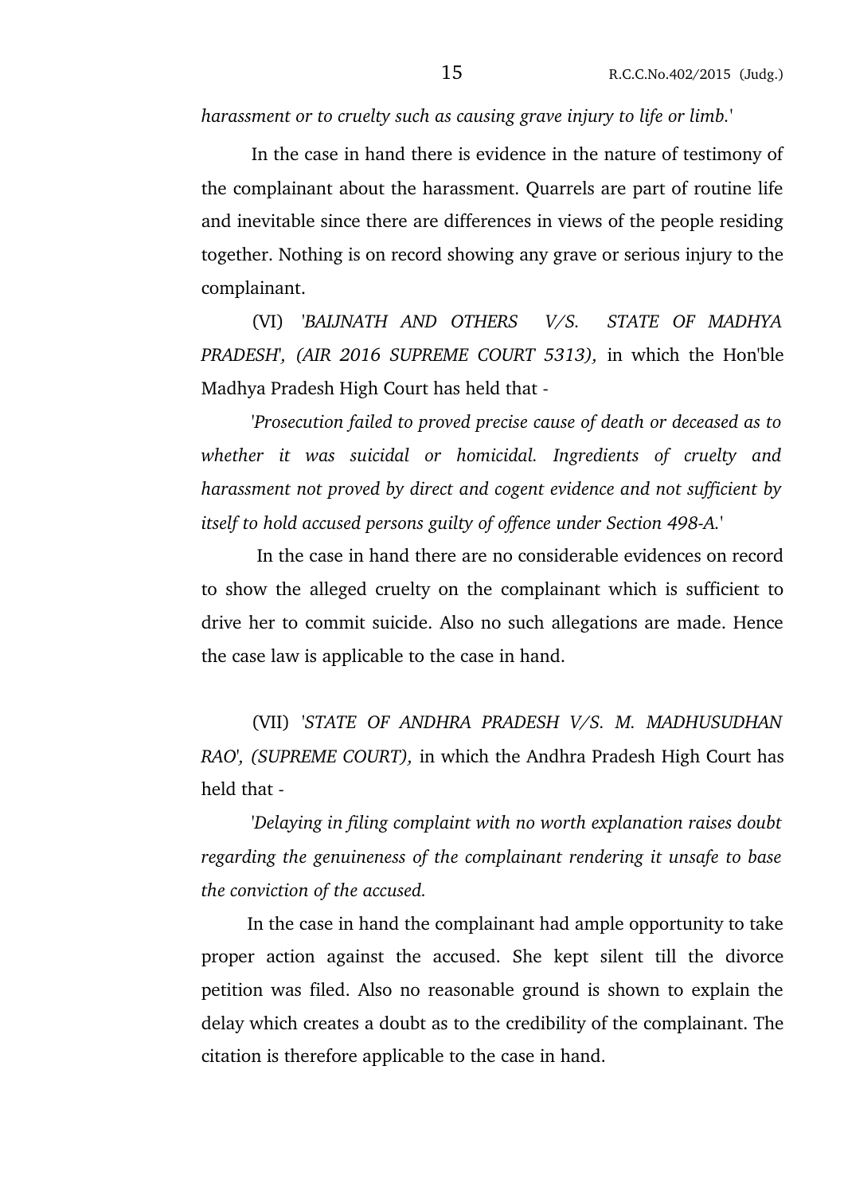*harassment or to cruelty such as causing grave injury to life or limb.*'

In the case in hand there is evidence in the nature of testimony of the complainant about the harassment. Quarrels are part of routine life and inevitable since there are differences in views of the people residing together. Nothing is on record showing any grave or serious injury to the complainant.

(VI) '*BAIJNATH AND OTHERS V/S. STATE OF MADHYA PRADESH*', *(AIR 2016 SUPREME COURT 5313)*, in which the Hon'ble Madhya Pradesh High Court has held that -

'*Prosecution failed to proved precise cause of death or deceased as to whether it was suicidal or homicidal. Ingredients of cruelty and harassment not proved by direct and cogent evidence and not sufficient by itself to hold accused persons guilty of offence under Section 498-A.*'

In the case in hand there are no considerable evidences on record to show the alleged cruelty on the complainant which is sufficient to drive her to commit suicide. Also no such allegations are made. Hence the case law is applicable to the case in hand.

(VII) '*STATE OF ANDHRA PRADESH V/S. M. MADHUSUDHAN RAO*', *(SUPREME COURT)*, in which the Andhra Pradesh High Court has held that -

'*Delaying in filing complaint with no worth explanation raises doubt regarding the genuineness of the complainant rendering it unsafe to base the conviction of the accused.*

In the case in hand the complainant had ample opportunity to take proper action against the accused. She kept silent till the divorce petition was filed. Also no reasonable ground is shown to explain the delay which creates a doubt as to the credibility of the complainant. The citation is therefore applicable to the case in hand.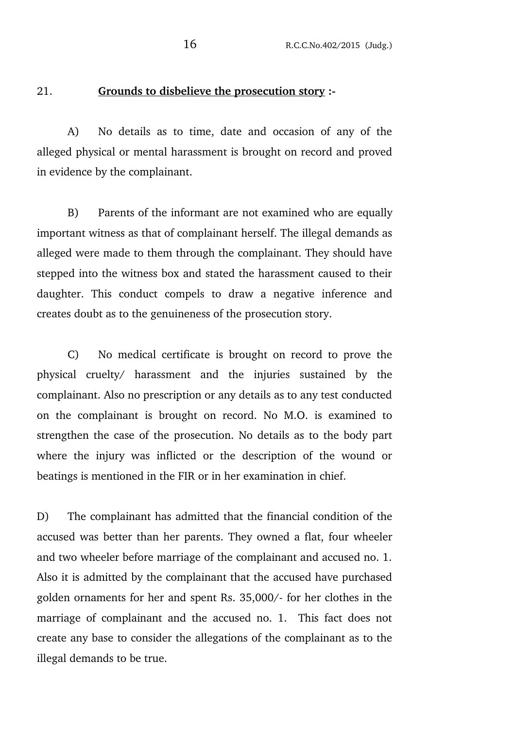21. **<u>Grounds to disbelieve the prosecution story</u> :-**

A) No details as to time, date and occasion of any of the alleged physical or mental harassment is brought on record and proved in evidence by the complainant.

B) Parents of the informant are not examined who are equally important witness as that of complainant herself. The illegal demands as alleged were made to them through the complainant. They should have stepped into the witness box and stated the harassment caused to their daughter. This conduct compels to draw a negative inference and creates doubt as to the genuineness of the prosecution story.

C) No medical certificate is brought on record to prove the physical cruelty/ harassment and the injuries sustained by the complainant. Also no prescription or any details as to any test conducted on the complainant is brought on record. No M.O. is examined to strengthen the case of the prosecution. No details as to the body part where the injury was inflicted or the description of the wound or beatings is mentioned in the FIR or in her examination in chief.

D) The complainant has admitted that the financial condition of the accused was better than her parents. They owned a flat, four wheeler and two wheeler before marriage of the complainant and accused no. 1. Also it is admitted by the complainant that the accused have purchased golden ornaments for her and spent Rs. 35,000/- for her clothes in the marriage of complainant and the accused no. 1. This fact does not create any base to consider the allegations of the complainant as to the illegal demands to be true.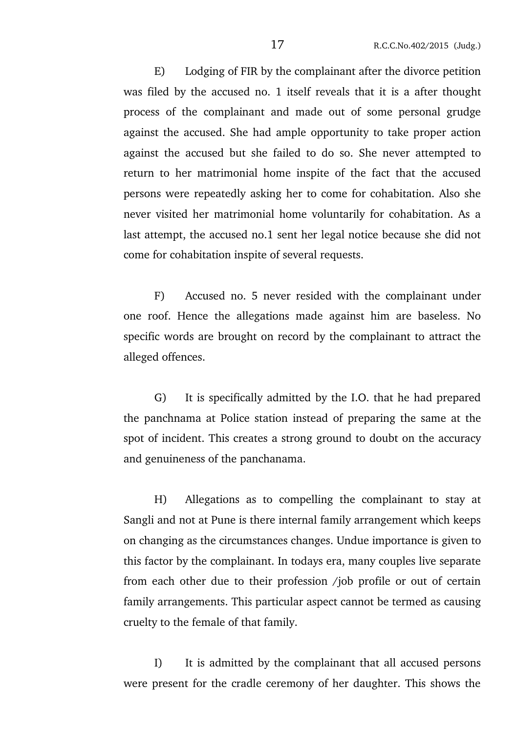E) Lodging of FIR by the complainant after the divorce petition was filed by the accused no. 1 itself reveals that it is a after thought process of the complainant and made out of some personal grudge against the accused. She had ample opportunity to take proper action against the accused but she failed to do so. She never attempted to return to her matrimonial home inspite of the fact that the accused persons were repeatedly asking her to come for cohabitation. Also she never visited her matrimonial home voluntarily for cohabitation. As a last attempt, the accused no.1 sent her legal notice because she did not come for cohabitation inspite of several requests.

F) Accused no. 5 never resided with the complainant under one roof. Hence the allegations made against him are baseless. No specific words are brought on record by the complainant to attract the alleged offences.

G) It is specifically admitted by the I.O. that he had prepared the panchnama at Police station instead of preparing the same at the spot of incident. This creates a strong ground to doubt on the accuracy and genuineness of the panchanama.

H) Allegations as to compelling the complainant to stay at Sangli and not at Pune is there internal family arrangement which keeps on changing as the circumstances changes. Undue importance is given to this factor by the complainant. In todays era, many couples live separate from each other due to their profession /job profile or out of certain family arrangements. This particular aspect cannot be termed as causing cruelty to the female of that family.

I) It is admitted by the complainant that all accused persons were present for the cradle ceremony of her daughter. This shows the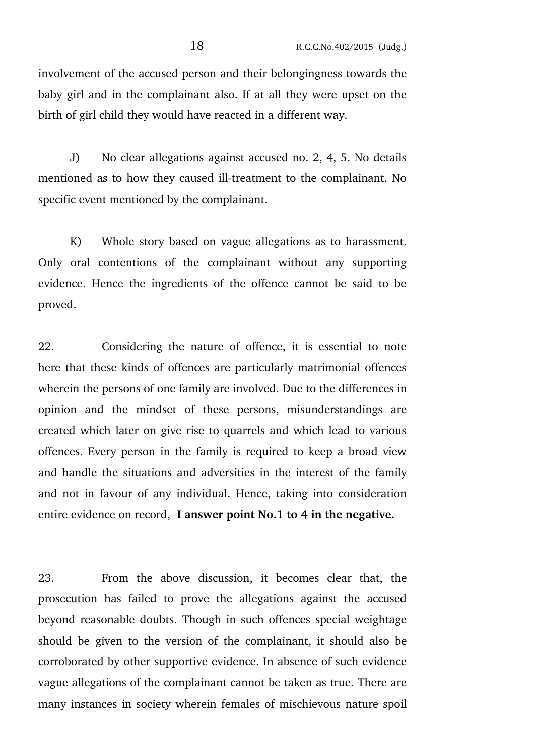involvement of the accused person and their belongingness towards the baby girl and in the complainant also. If at all they were upset on the birth of girl child they would have reacted in a different way.

J) No clear allegations against accused no. 2, 4, 5. No details mentioned as to how they caused ill-treatment to the complainant. No specific event mentioned by the complainant.

K) Whole story based on vague allegations as to harassment. Only oral contentions of the complainant without any supporting evidence. Hence the ingredients of the offence cannot be said to be proved.

22. Considering the nature of offence, it is essential to note here that these kinds of offences are particularly matrimonial offences wherein the persons of one family are involved. Due to the differences in opinion and the mindset of these persons, misunderstandings are created which later on give rise to quarrels and which lead to various offences. Every person in the family is required to keep a broad view and handle the situations and adversities in the interest of the family and not in favour of any individual. Hence, taking into consideration entire evidence on record, **I answer point No.1 to 4 in the negative.**

23. From the above discussion, it becomes clear that, the prosecution has failed to prove the allegations against the accused beyond reasonable doubts. Though in such offences special weightage should be given to the version of the complainant, it should also be corroborated by other supportive evidence. In absence of such evidence vague allegations of the complainant cannot be taken as true. There are many instances in society wherein females of mischievous nature spoil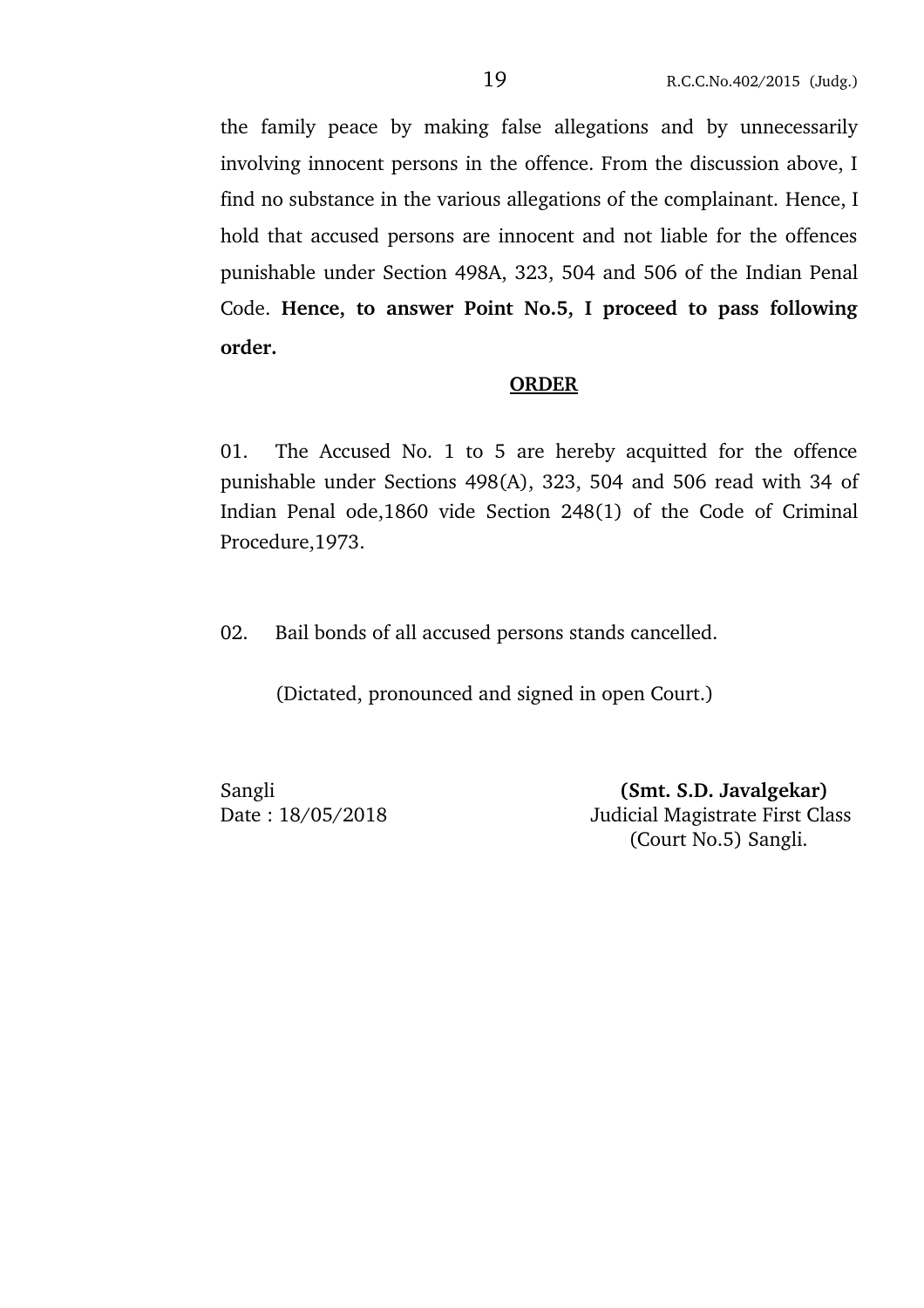the family peace by making false allegations and by unnecessarily involving innocent persons in the offence. From the discussion above, I find no substance in the various allegations of the complainant. Hence, I hold that accused persons are innocent and not liable for the offences punishable under Section 498A, 323, 504 and 506 of the Indian Penal Code. **Hence, to answer Point No.5, I proceed to pass following order.**

## **ORDER**

01. The Accused No. 1 to 5 are hereby acquitted for the offence punishable under Sections 498(A), 323, 504 and 506 read with 34 of Indian Penal ode,1860 vide Section 248(1) of the Code of Criminal Procedure,1973.

02. Bail bonds of all accused persons stands cancelled.

(Dictated, pronounced and signed in open Court.)

Sangli
Date : 18/05/2018

**(Smt. S.D. Javalgekar)**
Judicial Magistrate First Class
(Court No.5) Sangli.